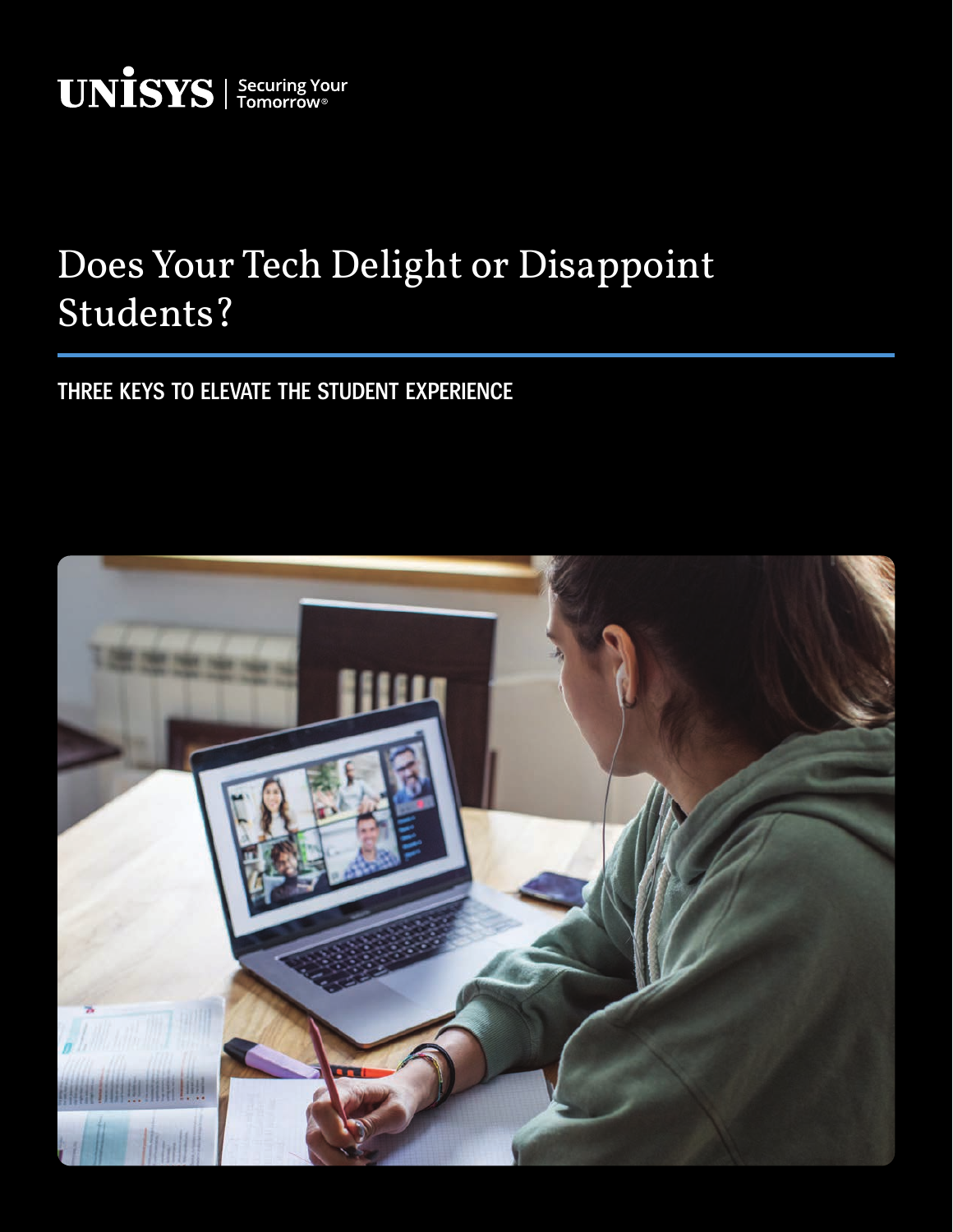UNISYS | Securing Your Tomorrow®

# Does Your Tech Delight or Disappoint Students?

## THREE KEYS TO ELEVATE THE STUDENT EXPERIENCE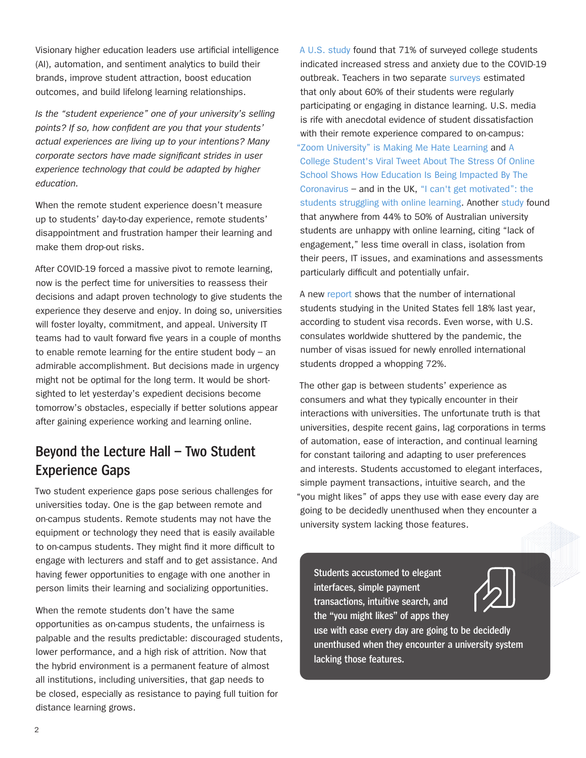Visionary higher education leaders use artificial intelligence (AI), automation, and sentiment analytics to build their brands, improve student attraction, boost education outcomes, and build lifelong learning relationships.

*Is the "student experience" one of your university's selling points? If so, how confident are you that your students' actual experiences are living up to your intentions? Many corporate sectors have made significant strides in user experience technology that could be adapted by higher education.*

When the remote student experience doesn't measure up to students' day-to-day experience, remote students' disappointment and frustration hamper their learning and make them drop-out risks.

After COVID-19 forced a massive pivot to remote learning, now is the perfect time for universities to reassess their decisions and adapt proven technology to give students the experience they deserve and enjoy. In doing so, universities will foster loyalty, commitment, and appeal. University IT teams had to vault forward five years in a couple of months to enable remote learning for the entire student body – an admirable accomplishment. But decisions made in urgency might not be optimal for the long term. It would be short-sighted to let yesterday's expedient decisions become tomorrow's obstacles, especially if better solutions appear after gaining experience working and learning online.

## Beyond the Lecture Hall – Two Student Experience Gaps

Two student experience gaps pose serious challenges for universities today. One is the gap between remote and on-campus students. Remote students may not have the equipment or technology they need that is easily available to on-campus students. They might find it more difficult to engage with lecturers and staff and to get assistance. And having fewer opportunities to engage with one another in person limits their learning and socializing opportunities.

When the remote students don't have the same opportunities as on-campus students, the unfairness is palpable and the results predictable: discouraged students, lower performance, and a high risk of attrition. Now that the hybrid environment is a permanent feature of almost all institutions, including universities, that gap needs to be closed, especially as resistance to paying full tuition for distance learning grows.

A U.S. study found that 71% of surveyed college students indicated increased stress and anxiety due to the COVID-19 outbreak. Teachers in two separate surveys estimated that only about 60% of their students were regularly participating or engaging in distance learning. U.S. media is rife with anecdotal evidence of student dissatisfaction with their remote experience compared to on-campus: "Zoom University" is Making Me Hate Learning and A College Student's Viral Tweet About The Stress Of Online School Shows How Education Is Being Impacted By The Coronavirus – and in the UK, "I can't get motivated": the students struggling with online learning. Another study found that anywhere from 44% to 50% of Australian university students are unhappy with online learning, citing "lack of engagement," less time overall in class, isolation from their peers, IT issues, and examinations and assessments particularly difficult and potentially unfair.

A new report shows that the number of international students studying in the United States fell 18% last year, according to student visa records. Even worse, with U.S. consulates worldwide shuttered by the pandemic, the number of visas issued for newly enrolled international students dropped a whopping 72%.

The other gap is between students' experience as consumers and what they typically encounter in their interactions with universities. The unfortunate truth is that universities, despite recent gains, lag corporations in terms of automation, ease of interaction, and continual learning for constant tailoring and adapting to user preferences and interests. Students accustomed to elegant interfaces, simple payment transactions, intuitive search, and the "you might likes" of apps they use with ease every day are going to be decidedly unenthused when they encounter a university system lacking those features.

**Students accustomed to elegant interfaces, simple payment transactions, intuitive search, and the "you might likes" of apps they use with ease every day are going to be decidedly unenthused when they encounter a university system lacking those features.**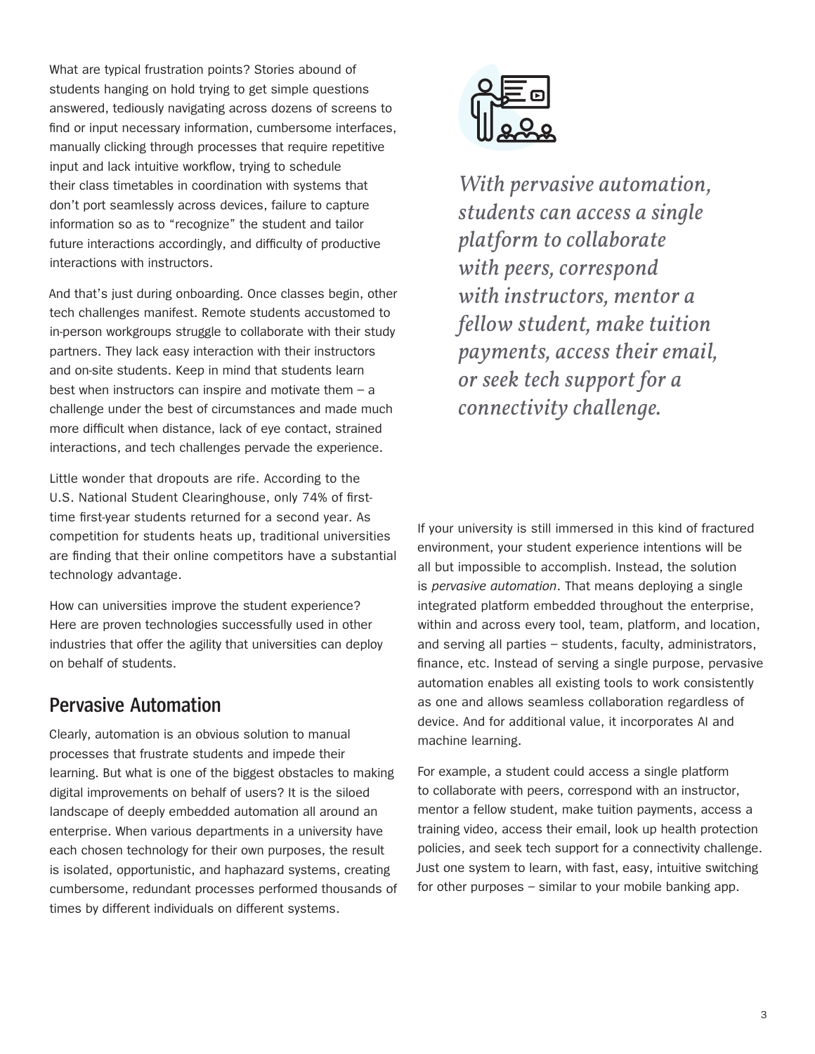What are typical frustration points? Stories abound of students hanging on hold trying to get simple questions answered, tediously navigating across dozens of screens to find or input necessary information, cumbersome interfaces, manually clicking through processes that require repetitive input and lack intuitive workflow, trying to schedule their class timetables in coordination with systems that don't port seamlessly across devices, failure to capture information so as to "recognize" the student and tailor future interactions accordingly, and difficulty of productive interactions with instructors.

And that's just during onboarding. Once classes begin, other tech challenges manifest. Remote students accustomed to in-person workgroups struggle to collaborate with their study partners. They lack easy interaction with their instructors and on-site students. Keep in mind that students learn best when instructors can inspire and motivate them – a challenge under the best of circumstances and made much more difficult when distance, lack of eye contact, strained interactions, and tech challenges pervade the experience.

Little wonder that dropouts are rife. According to the U.S. National Student Clearinghouse, only 74% of first-time first-year students returned for a second year. As competition for students heats up, traditional universities are finding that their online competitors have a substantial technology advantage.

How can universities improve the student experience? Here are proven technologies successfully used in other industries that offer the agility that universities can deploy on behalf of students.

## Pervasive Automation

Clearly, automation is an obvious solution to manual processes that frustrate students and impede their learning. But what is one of the biggest obstacles to making digital improvements on behalf of users? It is the siloed landscape of deeply embedded automation all around an enterprise. When various departments in a university have each chosen technology for their own purposes, the result is isolated, opportunistic, and haphazard systems, creating cumbersome, redundant processes performed thousands of times by different individuals on different systems.

*With pervasive automation, students can access a single platform to collaborate with peers, correspond with instructors, mentor a fellow student, make tuition payments, access their email, or seek tech support for a connectivity challenge.*

If your university is still immersed in this kind of fractured environment, your student experience intentions will be all but impossible to accomplish. Instead, the solution is *pervasive automation*. That means deploying a single integrated platform embedded throughout the enterprise, within and across every tool, team, platform, and location, and serving all parties – students, faculty, administrators, finance, etc. Instead of serving a single purpose, pervasive automation enables all existing tools to work consistently as one and allows seamless collaboration regardless of device. And for additional value, it incorporates AI and machine learning.

For example, a student could access a single platform to collaborate with peers, correspond with an instructor, mentor a fellow student, make tuition payments, access a training video, access their email, look up health protection policies, and seek tech support for a connectivity challenge. Just one system to learn, with fast, easy, intuitive switching for other purposes – similar to your mobile banking app.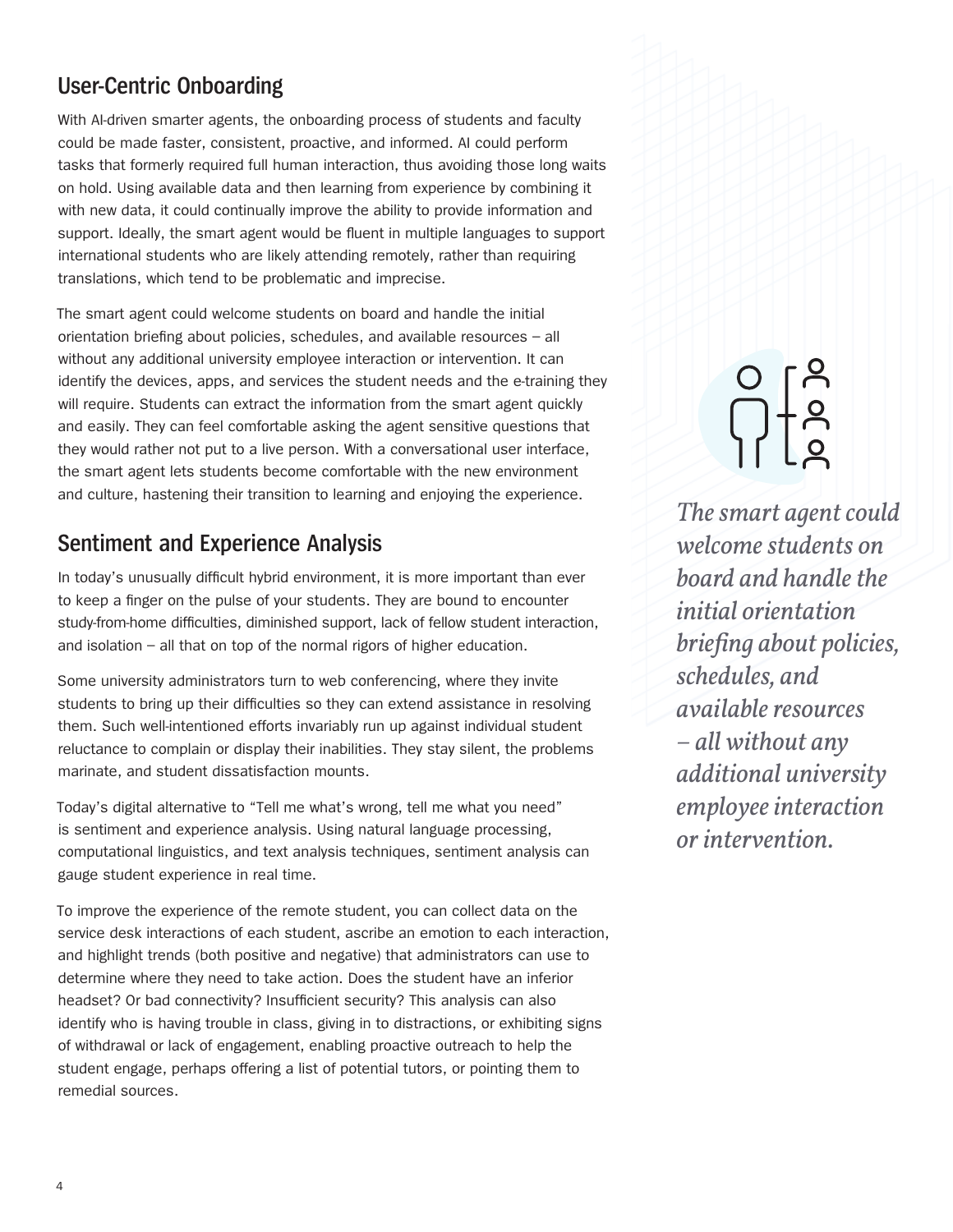## User-Centric Onboarding

With AI-driven smarter agents, the onboarding process of students and faculty could be made faster, consistent, proactive, and informed. AI could perform tasks that formerly required full human interaction, thus avoiding those long waits on hold. Using available data and then learning from experience by combining it with new data, it could continually improve the ability to provide information and support. Ideally, the smart agent would be fluent in multiple languages to support international students who are likely attending remotely, rather than requiring translations, which tend to be problematic and imprecise.

The smart agent could welcome students on board and handle the initial orientation briefing about policies, schedules, and available resources – all without any additional university employee interaction or intervention. It can identify the devices, apps, and services the student needs and the e-training they will require. Students can extract the information from the smart agent quickly and easily. They can feel comfortable asking the agent sensitive questions that they would rather not put to a live person. With a conversational user interface, the smart agent lets students become comfortable with the new environment and culture, hastening their transition to learning and enjoying the experience.

*The smart agent could welcome students on board and handle the initial orientation briefing about policies, schedules, and available resources – all without any additional university employee interaction or intervention.*

## Sentiment and Experience Analysis

In today's unusually difficult hybrid environment, it is more important than ever to keep a finger on the pulse of your students. They are bound to encounter study-from-home difficulties, diminished support, lack of fellow student interaction, and isolation – all that on top of the normal rigors of higher education.

Some university administrators turn to web conferencing, where they invite students to bring up their difficulties so they can extend assistance in resolving them. Such well-intentioned efforts invariably run up against individual student reluctance to complain or display their inabilities. They stay silent, the problems marinate, and student dissatisfaction mounts.

Today's digital alternative to "Tell me what's wrong, tell me what you need" is sentiment and experience analysis. Using natural language processing, computational linguistics, and text analysis techniques, sentiment analysis can gauge student experience in real time.

To improve the experience of the remote student, you can collect data on the service desk interactions of each student, ascribe an emotion to each interaction, and highlight trends (both positive and negative) that administrators can use to determine where they need to take action. Does the student have an inferior headset? Or bad connectivity? Insufficient security? This analysis can also identify who is having trouble in class, giving in to distractions, or exhibiting signs of withdrawal or lack of engagement, enabling proactive outreach to help the student engage, perhaps offering a list of potential tutors, or pointing them to remedial sources.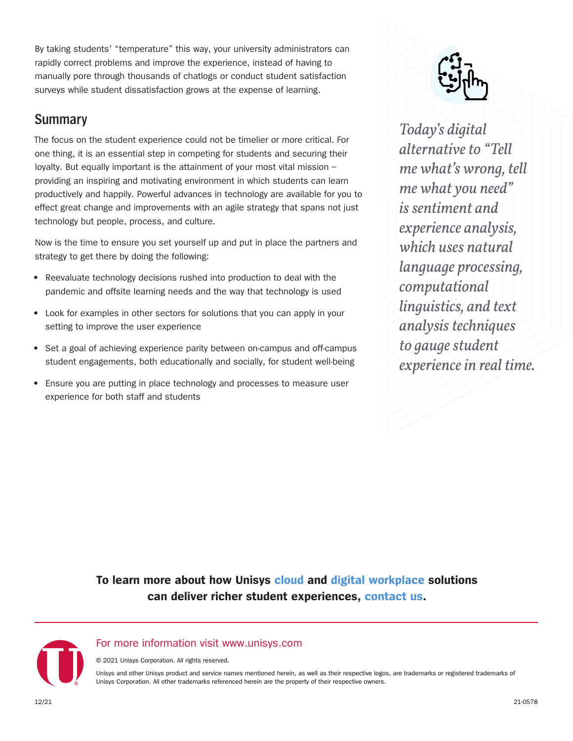By taking students' "temperature" this way, your university administrators can rapidly correct problems and improve the experience, instead of having to manually pore through thousands of chatlogs or conduct student satisfaction surveys while student dissatisfaction grows at the expense of learning.

## Summary

The focus on the student experience could not be timelier or more critical. For one thing, it is an essential step in competing for students and securing their loyalty. But equally important is the attainment of your most vital mission – providing an inspiring and motivating environment in which students can learn productively and happily. Powerful advances in technology are available for you to effect great change and improvements with an agile strategy that spans not just technology but people, process, and culture.

Now is the time to ensure you set yourself up and put in place the partners and strategy to get there by doing the following:

- Reevaluate technology decisions rushed into production to deal with the pandemic and offsite learning needs and the way that technology is used
- Look for examples in other sectors for solutions that you can apply in your setting to improve the user experience
- Set a goal of achieving experience parity between on-campus and off-campus student engagements, both educationally and socially, for student well-being
- Ensure you are putting in place technology and processes to measure user experience for both staff and students

*Today's digital alternative to "Tell me what's wrong, tell me what you need" is sentiment and experience analysis, which uses natural language processing, computational linguistics, and text analysis techniques to gauge student experience in real time.*

**To learn more about how Unisys cloud and digital workplace solutions can deliver richer student experiences, contact us.**

For more information visit www.unisys.com

© 2021 Unisys Corporation. All rights reserved.

Unisys and other Unisys product and service names mentioned herein, as well as their respective logos, are trademarks or registered trademarks of Unisys Corporation. All other trademarks referenced herein are the property of their respective owners.

12/21

21-0578